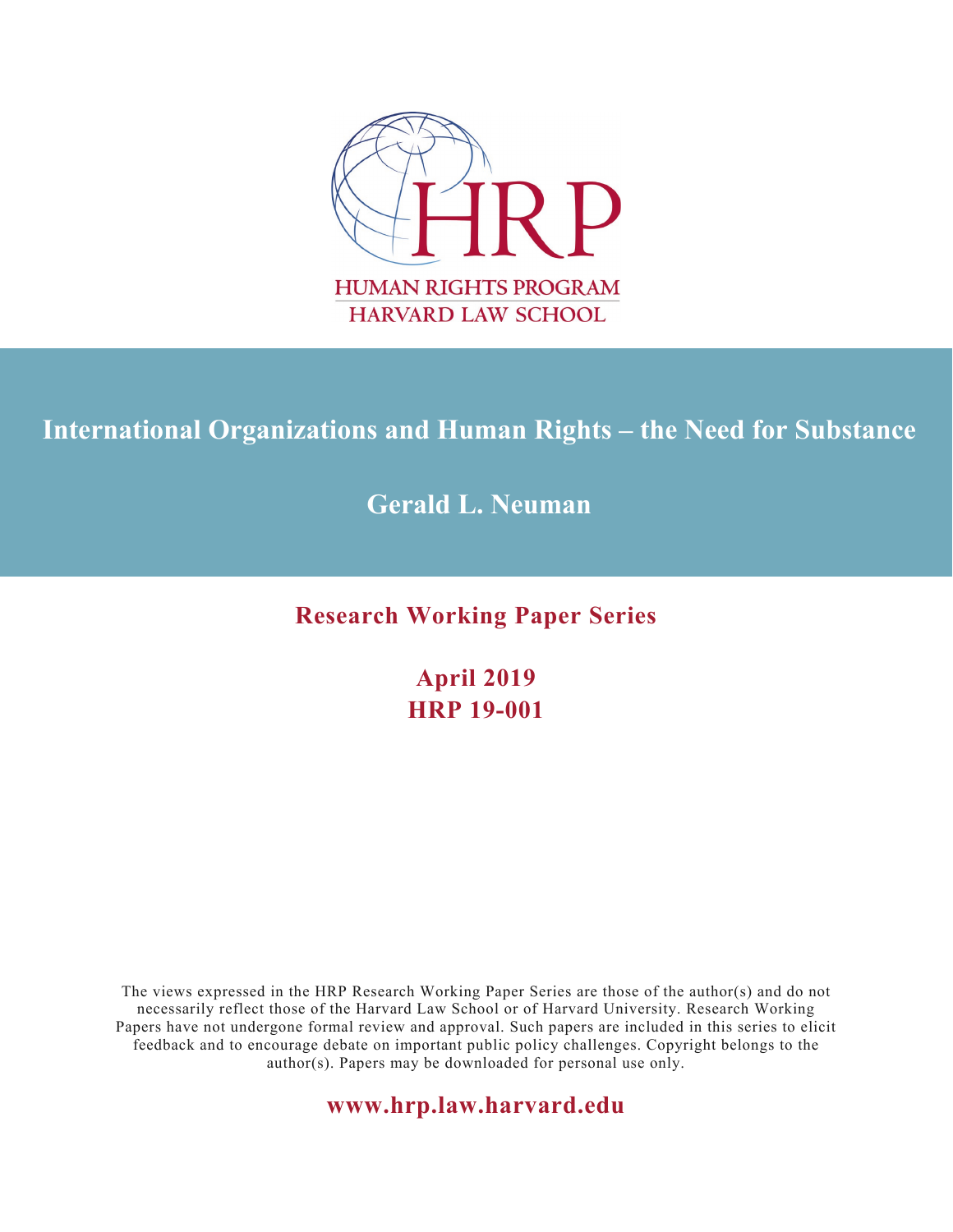HRP

HUMAN RIGHTS PROGRAM
HARVARD LAW SCHOOL

# International Organizations and Human Rights – the Need for Substance

## Gerald L. Neuman

**Research Working Paper Series**

**April 2019**
**HRP 19-001**

The views expressed in the HRP Research Working Paper Series are those of the author(s) and do not necessarily reflect those of the Harvard Law School or of Harvard University. Research Working Papers have not undergone formal review and approval. Such papers are included in this series to elicit feedback and to encourage debate on important public policy challenges. Copyright belongs to the author(s). Papers may be downloaded for personal use only.

**www.hrp.law.harvard.edu**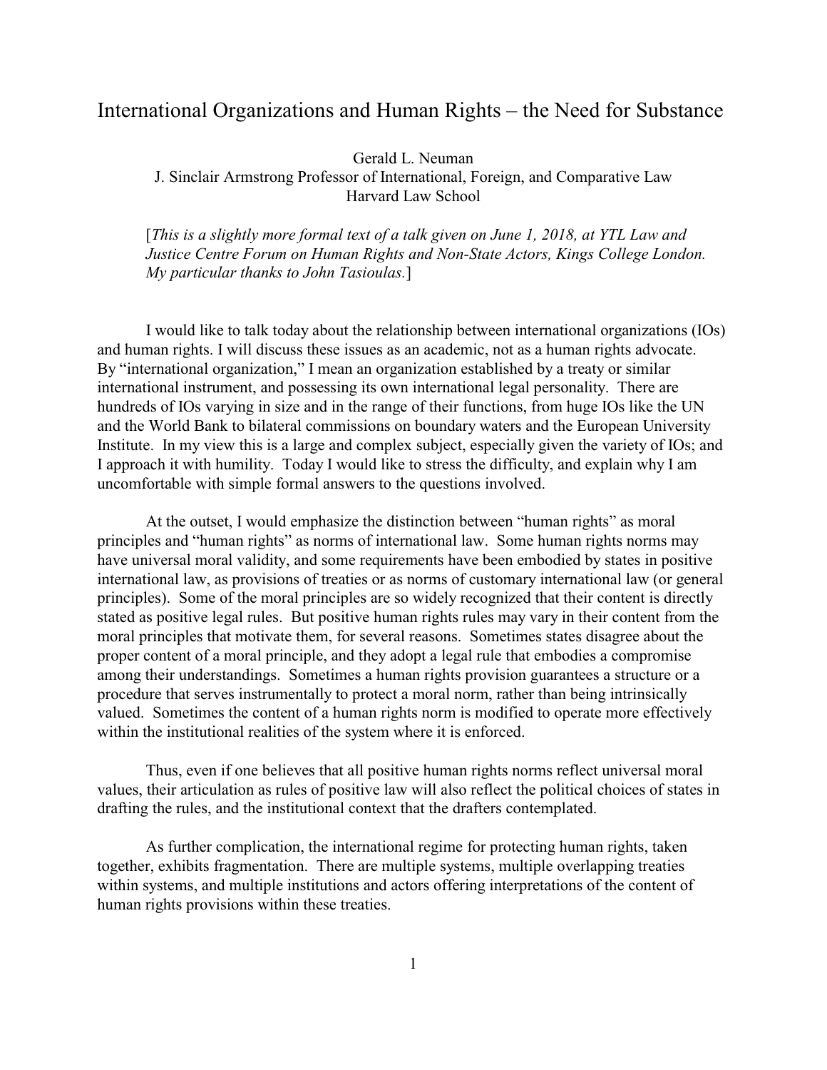# International Organizations and Human Rights – the Need for Substance

Gerald L. Neuman
J. Sinclair Armstrong Professor of International, Foreign, and Comparative Law
Harvard Law School

[*This is a slightly more formal text of a talk given on June 1, 2018, at YTL Law and Justice Centre Forum on Human Rights and Non-State Actors, Kings College London. My particular thanks to John Tasioulas.*]

I would like to talk today about the relationship between international organizations (IOs) and human rights. I will discuss these issues as an academic, not as a human rights advocate. By "international organization," I mean an organization established by a treaty or similar international instrument, and possessing its own international legal personality. There are hundreds of IOs varying in size and in the range of their functions, from huge IOs like the UN and the World Bank to bilateral commissions on boundary waters and the European University Institute. In my view this is a large and complex subject, especially given the variety of IOs; and I approach it with humility. Today I would like to stress the difficulty, and explain why I am uncomfortable with simple formal answers to the questions involved.

At the outset, I would emphasize the distinction between "human rights" as moral principles and "human rights" as norms of international law. Some human rights norms may have universal moral validity, and some requirements have been embodied by states in positive international law, as provisions of treaties or as norms of customary international law (or general principles). Some of the moral principles are so widely recognized that their content is directly stated as positive legal rules. But positive human rights rules may vary in their content from the moral principles that motivate them, for several reasons. Sometimes states disagree about the proper content of a moral principle, and they adopt a legal rule that embodies a compromise among their understandings. Sometimes a human rights provision guarantees a structure or a procedure that serves instrumentally to protect a moral norm, rather than being intrinsically valued. Sometimes the content of a human rights norm is modified to operate more effectively within the institutional realities of the system where it is enforced.

Thus, even if one believes that all positive human rights norms reflect universal moral values, their articulation as rules of positive law will also reflect the political choices of states in drafting the rules, and the institutional context that the drafters contemplated.

As further complication, the international regime for protecting human rights, taken together, exhibits fragmentation. There are multiple systems, multiple overlapping treaties within systems, and multiple institutions and actors offering interpretations of the content of human rights provisions within these treaties.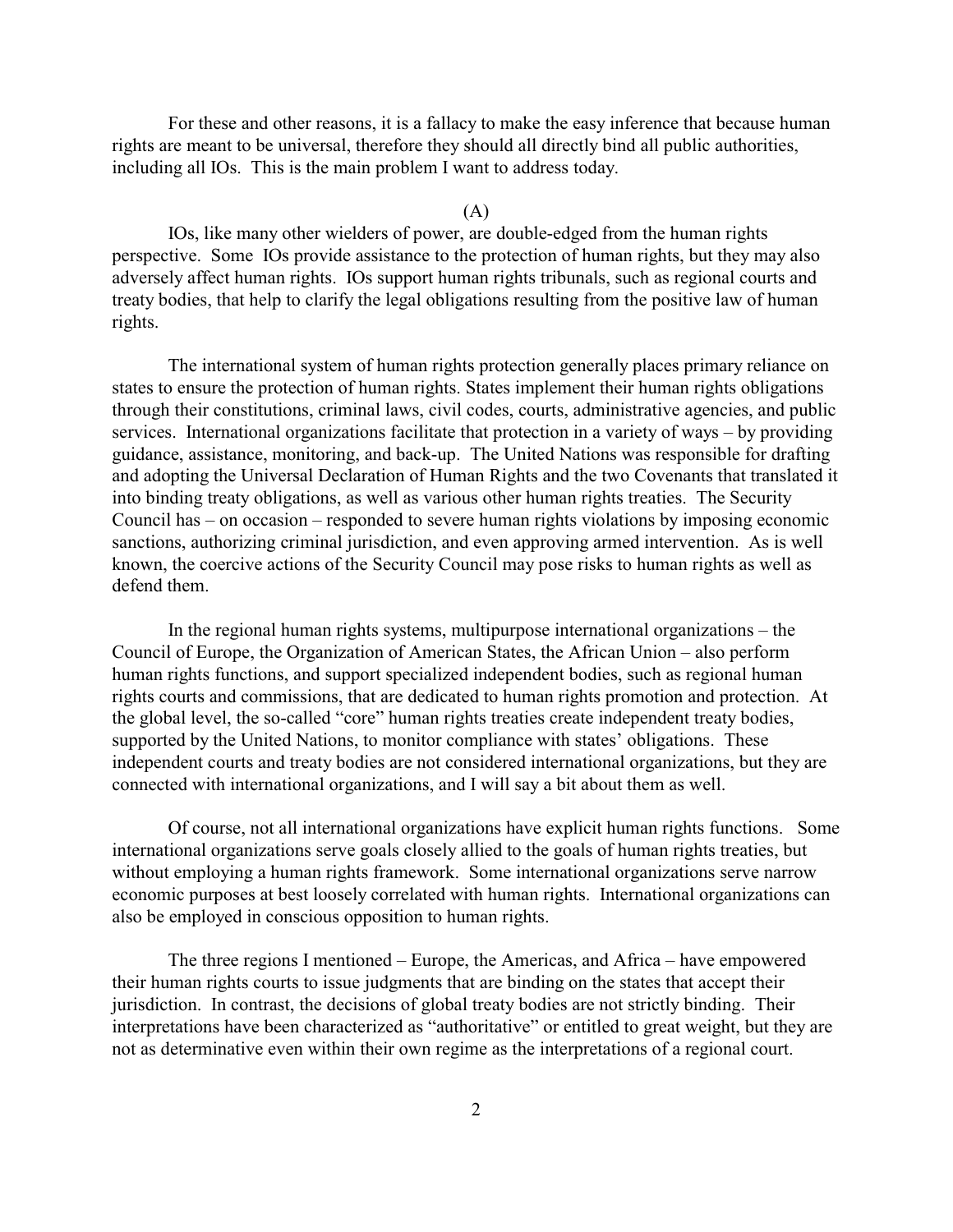For these and other reasons, it is a fallacy to make the easy inference that because human rights are meant to be universal, therefore they should all directly bind all public authorities, including all IOs. This is the main problem I want to address today.

(A)

IOs, like many other wielders of power, are double-edged from the human rights perspective. Some IOs provide assistance to the protection of human rights, but they may also adversely affect human rights. IOs support human rights tribunals, such as regional courts and treaty bodies, that help to clarify the legal obligations resulting from the positive law of human rights.

The international system of human rights protection generally places primary reliance on states to ensure the protection of human rights. States implement their human rights obligations through their constitutions, criminal laws, civil codes, courts, administrative agencies, and public services. International organizations facilitate that protection in a variety of ways – by providing guidance, assistance, monitoring, and back-up. The United Nations was responsible for drafting and adopting the Universal Declaration of Human Rights and the two Covenants that translated it into binding treaty obligations, as well as various other human rights treaties. The Security Council has – on occasion – responded to severe human rights violations by imposing economic sanctions, authorizing criminal jurisdiction, and even approving armed intervention. As is well known, the coercive actions of the Security Council may pose risks to human rights as well as defend them.

In the regional human rights systems, multipurpose international organizations – the Council of Europe, the Organization of American States, the African Union – also perform human rights functions, and support specialized independent bodies, such as regional human rights courts and commissions, that are dedicated to human rights promotion and protection. At the global level, the so-called "core" human rights treaties create independent treaty bodies, supported by the United Nations, to monitor compliance with states' obligations. These independent courts and treaty bodies are not considered international organizations, but they are connected with international organizations, and I will say a bit about them as well.

Of course, not all international organizations have explicit human rights functions. Some international organizations serve goals closely allied to the goals of human rights treaties, but without employing a human rights framework. Some international organizations serve narrow economic purposes at best loosely correlated with human rights. International organizations can also be employed in conscious opposition to human rights.

The three regions I mentioned – Europe, the Americas, and Africa – have empowered their human rights courts to issue judgments that are binding on the states that accept their jurisdiction. In contrast, the decisions of global treaty bodies are not strictly binding. Their interpretations have been characterized as "authoritative" or entitled to great weight, but they are not as determinative even within their own regime as the interpretations of a regional court.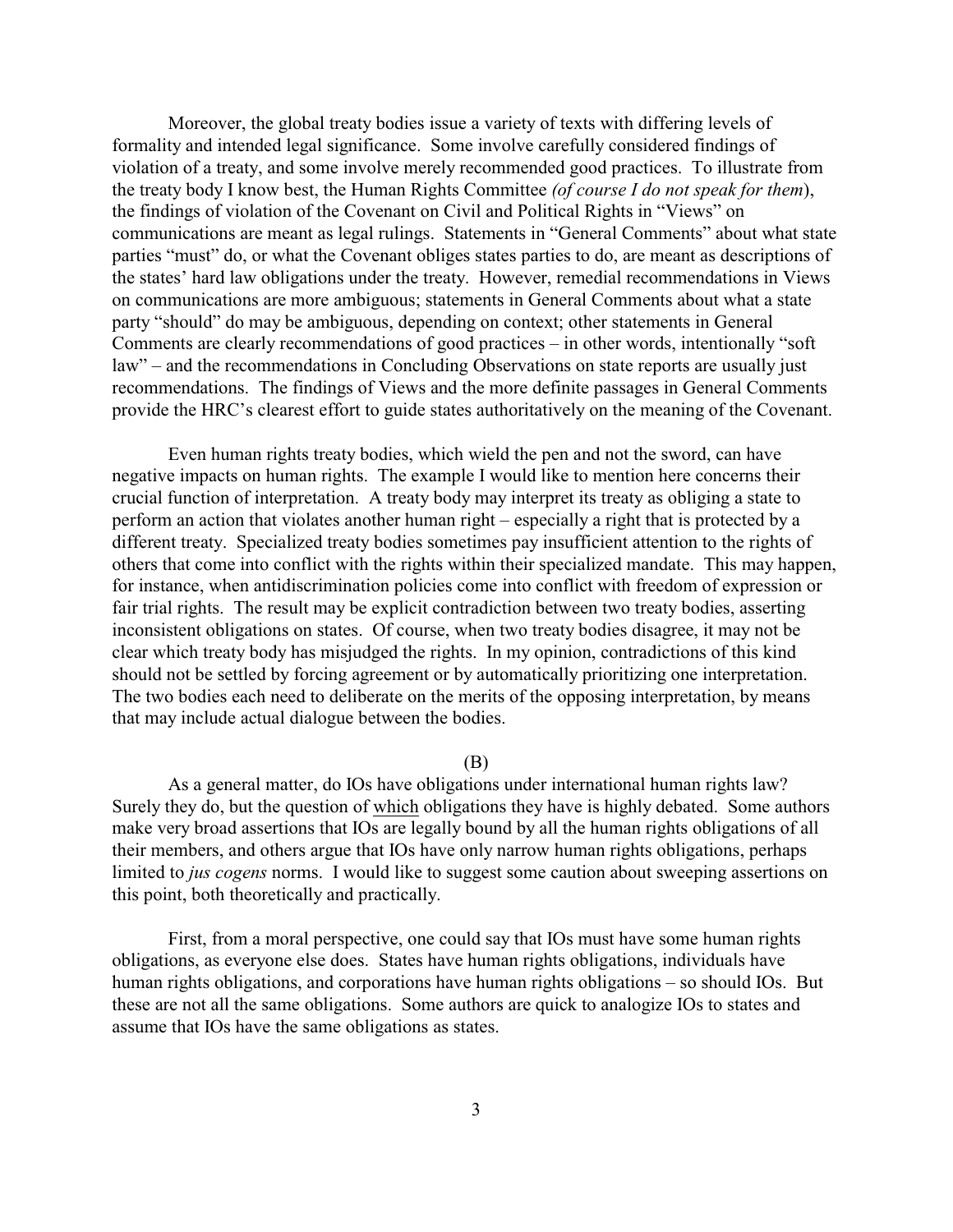Moreover, the global treaty bodies issue a variety of texts with differing levels of formality and intended legal significance. Some involve carefully considered findings of violation of a treaty, and some involve merely recommended good practices. To illustrate from the treaty body I know best, the Human Rights Committee *(of course I do not speak for them*), the findings of violation of the Covenant on Civil and Political Rights in "Views" on communications are meant as legal rulings. Statements in "General Comments" about what state parties "must" do, or what the Covenant obliges states parties to do, are meant as descriptions of the states' hard law obligations under the treaty. However, remedial recommendations in Views on communications are more ambiguous; statements in General Comments about what a state party "should" do may be ambiguous, depending on context; other statements in General Comments are clearly recommendations of good practices – in other words, intentionally "soft law" – and the recommendations in Concluding Observations on state reports are usually just recommendations. The findings of Views and the more definite passages in General Comments provide the HRC's clearest effort to guide states authoritatively on the meaning of the Covenant.

Even human rights treaty bodies, which wield the pen and not the sword, can have negative impacts on human rights. The example I would like to mention here concerns their crucial function of interpretation. A treaty body may interpret its treaty as obliging a state to perform an action that violates another human right – especially a right that is protected by a different treaty. Specialized treaty bodies sometimes pay insufficient attention to the rights of others that come into conflict with the rights within their specialized mandate. This may happen, for instance, when antidiscrimination policies come into conflict with freedom of expression or fair trial rights. The result may be explicit contradiction between two treaty bodies, asserting inconsistent obligations on states. Of course, when two treaty bodies disagree, it may not be clear which treaty body has misjudged the rights. In my opinion, contradictions of this kind should not be settled by forcing agreement or by automatically prioritizing one interpretation. The two bodies each need to deliberate on the merits of the opposing interpretation, by means that may include actual dialogue between the bodies.

(B)

As a general matter, do IOs have obligations under international human rights law? Surely they do, but the question of which obligations they have is highly debated. Some authors make very broad assertions that IOs are legally bound by all the human rights obligations of all their members, and others argue that IOs have only narrow human rights obligations, perhaps limited to *jus cogens* norms. I would like to suggest some caution about sweeping assertions on this point, both theoretically and practically.

First, from a moral perspective, one could say that IOs must have some human rights obligations, as everyone else does. States have human rights obligations, individuals have human rights obligations, and corporations have human rights obligations – so should IOs. But these are not all the same obligations. Some authors are quick to analogize IOs to states and assume that IOs have the same obligations as states.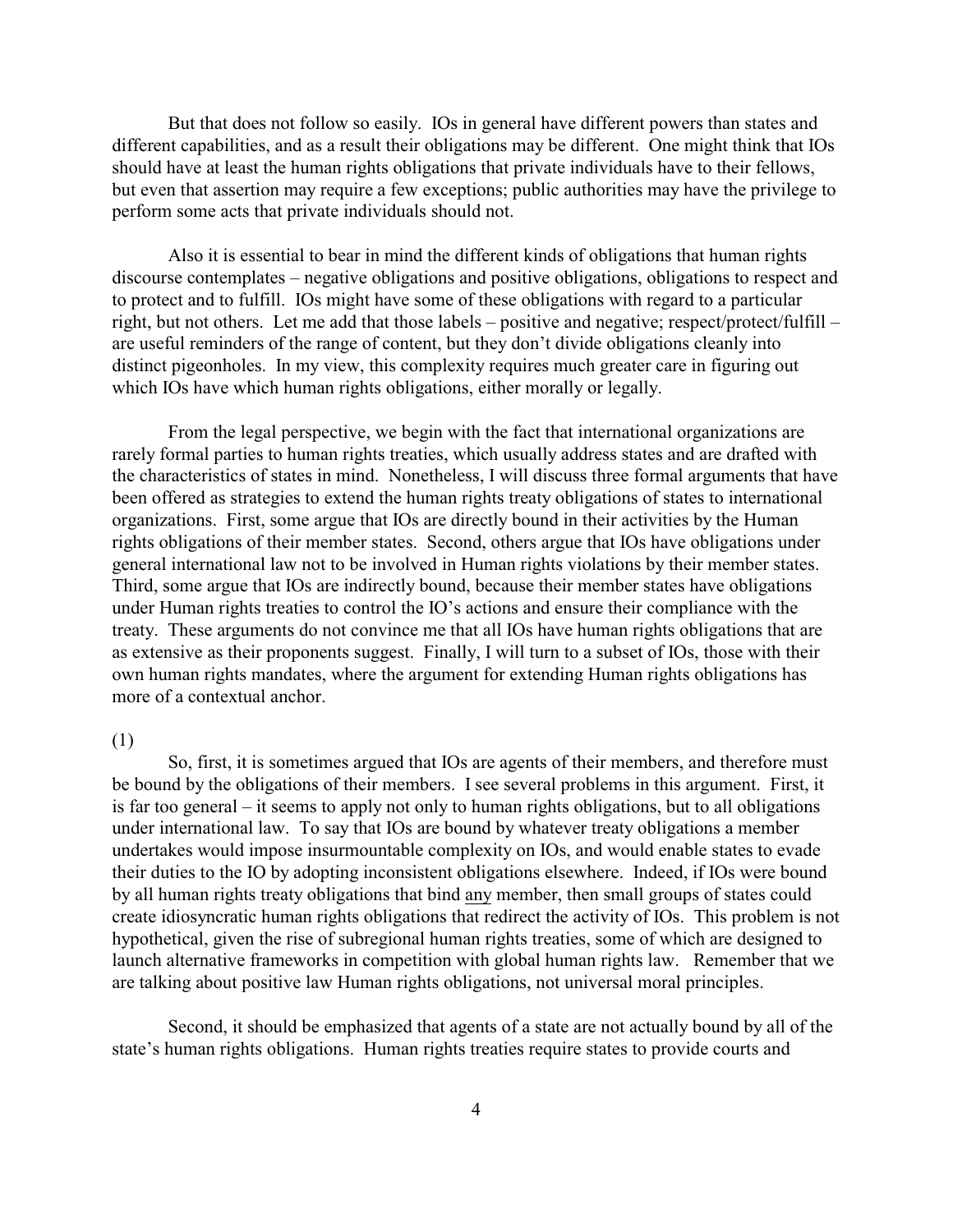But that does not follow so easily. IOs in general have different powers than states and different capabilities, and as a result their obligations may be different. One might think that IOs should have at least the human rights obligations that private individuals have to their fellows, but even that assertion may require a few exceptions; public authorities may have the privilege to perform some acts that private individuals should not.

Also it is essential to bear in mind the different kinds of obligations that human rights discourse contemplates – negative obligations and positive obligations, obligations to respect and to protect and to fulfill. IOs might have some of these obligations with regard to a particular right, but not others. Let me add that those labels – positive and negative; respect/protect/fulfill – are useful reminders of the range of content, but they don't divide obligations cleanly into distinct pigeonholes. In my view, this complexity requires much greater care in figuring out which IOs have which human rights obligations, either morally or legally.

From the legal perspective, we begin with the fact that international organizations are rarely formal parties to human rights treaties, which usually address states and are drafted with the characteristics of states in mind. Nonetheless, I will discuss three formal arguments that have been offered as strategies to extend the human rights treaty obligations of states to international organizations. First, some argue that IOs are directly bound in their activities by the Human rights obligations of their member states. Second, others argue that IOs have obligations under general international law not to be involved in Human rights violations by their member states. Third, some argue that IOs are indirectly bound, because their member states have obligations under Human rights treaties to control the IO's actions and ensure their compliance with the treaty. These arguments do not convince me that all IOs have human rights obligations that are as extensive as their proponents suggest. Finally, I will turn to a subset of IOs, those with their own human rights mandates, where the argument for extending Human rights obligations has more of a contextual anchor.

(1)

So, first, it is sometimes argued that IOs are agents of their members, and therefore must be bound by the obligations of their members. I see several problems in this argument. First, it is far too general – it seems to apply not only to human rights obligations, but to all obligations under international law. To say that IOs are bound by whatever treaty obligations a member undertakes would impose insurmountable complexity on IOs, and would enable states to evade their duties to the IO by adopting inconsistent obligations elsewhere. Indeed, if IOs were bound by all human rights treaty obligations that bind <u>any</u> member, then small groups of states could create idiosyncratic human rights obligations that redirect the activity of IOs. This problem is not hypothetical, given the rise of subregional human rights treaties, some of which are designed to launch alternative frameworks in competition with global human rights law. Remember that we are talking about positive law Human rights obligations, not universal moral principles.

Second, it should be emphasized that agents of a state are not actually bound by all of the state's human rights obligations. Human rights treaties require states to provide courts and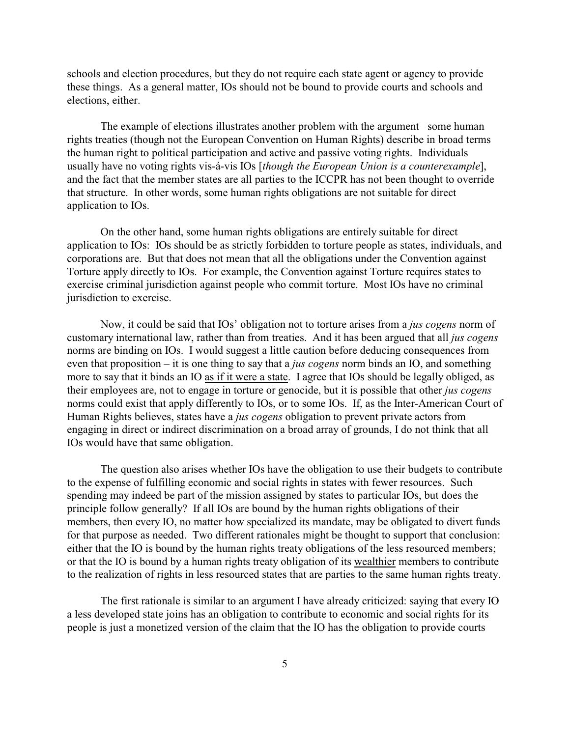schools and election procedures, but they do not require each state agent or agency to provide these things. As a general matter, IOs should not be bound to provide courts and schools and elections, either.

The example of elections illustrates another problem with the argument– some human rights treaties (though not the European Convention on Human Rights) describe in broad terms the human right to political participation and active and passive voting rights. Individuals usually have no voting rights vis-á-vis IOs [*though the European Union is a counterexample*], and the fact that the member states are all parties to the ICCPR has not been thought to override that structure. In other words, some human rights obligations are not suitable for direct application to IOs.

On the other hand, some human rights obligations are entirely suitable for direct application to IOs: IOs should be as strictly forbidden to torture people as states, individuals, and corporations are. But that does not mean that all the obligations under the Convention against Torture apply directly to IOs. For example, the Convention against Torture requires states to exercise criminal jurisdiction against people who commit torture. Most IOs have no criminal jurisdiction to exercise.

Now, it could be said that IOs' obligation not to torture arises from a *jus cogens* norm of customary international law, rather than from treaties. And it has been argued that all *jus cogens* norms are binding on IOs. I would suggest a little caution before deducing consequences from even that proposition – it is one thing to say that a *jus cogens* norm binds an IO, and something more to say that it binds an IO <u>as if it were a state</u>. I agree that IOs should be legally obliged, as their employees are, not to engage in torture or genocide, but it is possible that other *jus cogens* norms could exist that apply differently to IOs, or to some IOs. If, as the Inter-American Court of Human Rights believes, states have a *jus cogens* obligation to prevent private actors from engaging in direct or indirect discrimination on a broad array of grounds, I do not think that all IOs would have that same obligation.

The question also arises whether IOs have the obligation to use their budgets to contribute to the expense of fulfilling economic and social rights in states with fewer resources. Such spending may indeed be part of the mission assigned by states to particular IOs, but does the principle follow generally? If all IOs are bound by the human rights obligations of their members, then every IO, no matter how specialized its mandate, may be obligated to divert funds for that purpose as needed. Two different rationales might be thought to support that conclusion: either that the IO is bound by the human rights treaty obligations of the <u>less</u> resourced members; or that the IO is bound by a human rights treaty obligation of its <u>wealthier</u> members to contribute to the realization of rights in less resourced states that are parties to the same human rights treaty.

The first rationale is similar to an argument I have already criticized: saying that every IO a less developed state joins has an obligation to contribute to economic and social rights for its people is just a monetized version of the claim that the IO has the obligation to provide courts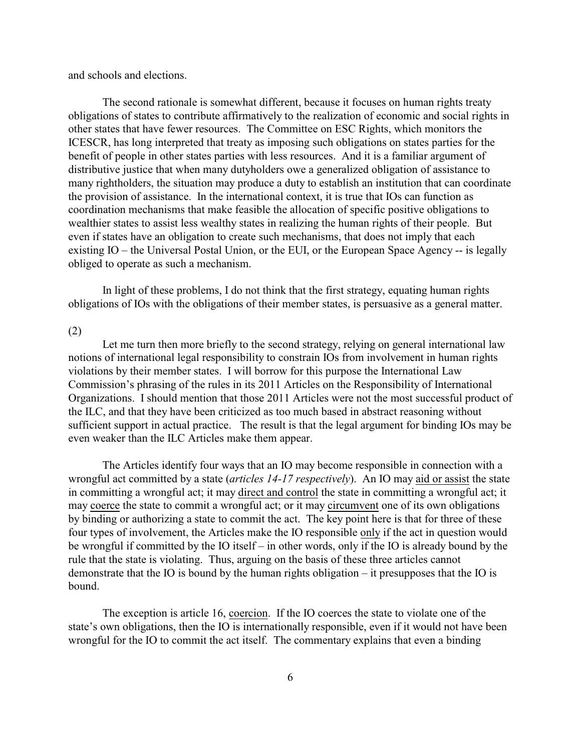and schools and elections.

The second rationale is somewhat different, because it focuses on human rights treaty obligations of states to contribute affirmatively to the realization of economic and social rights in other states that have fewer resources. The Committee on ESC Rights, which monitors the ICESCR, has long interpreted that treaty as imposing such obligations on states parties for the benefit of people in other states parties with less resources. And it is a familiar argument of distributive justice that when many dutyholders owe a generalized obligation of assistance to many rightholders, the situation may produce a duty to establish an institution that can coordinate the provision of assistance. In the international context, it is true that IOs can function as coordination mechanisms that make feasible the allocation of specific positive obligations to wealthier states to assist less wealthy states in realizing the human rights of their people. But even if states have an obligation to create such mechanisms, that does not imply that each existing IO – the Universal Postal Union, or the EUI, or the European Space Agency -- is legally obliged to operate as such a mechanism.

In light of these problems, I do not think that the first strategy, equating human rights obligations of IOs with the obligations of their member states, is persuasive as a general matter.

(2)

Let me turn then more briefly to the second strategy, relying on general international law notions of international legal responsibility to constrain IOs from involvement in human rights violations by their member states. I will borrow for this purpose the International Law Commission's phrasing of the rules in its 2011 Articles on the Responsibility of International Organizations. I should mention that those 2011 Articles were not the most successful product of the ILC, and that they have been criticized as too much based in abstract reasoning without sufficient support in actual practice. The result is that the legal argument for binding IOs may be even weaker than the ILC Articles make them appear.

The Articles identify four ways that an IO may become responsible in connection with a wrongful act committed by a state (*articles 14-17 respectively*). An IO may aid or assist the state in committing a wrongful act; it may direct and control the state in committing a wrongful act; it may coerce the state to commit a wrongful act; or it may circumvent one of its own obligations by binding or authorizing a state to commit the act. The key point here is that for three of these four types of involvement, the Articles make the IO responsible only if the act in question would be wrongful if committed by the IO itself – in other words, only if the IO is already bound by the rule that the state is violating. Thus, arguing on the basis of these three articles cannot demonstrate that the IO is bound by the human rights obligation – it presupposes that the IO is bound.

The exception is article 16, coercion. If the IO coerces the state to violate one of the state's own obligations, then the IO is internationally responsible, even if it would not have been wrongful for the IO to commit the act itself. The commentary explains that even a binding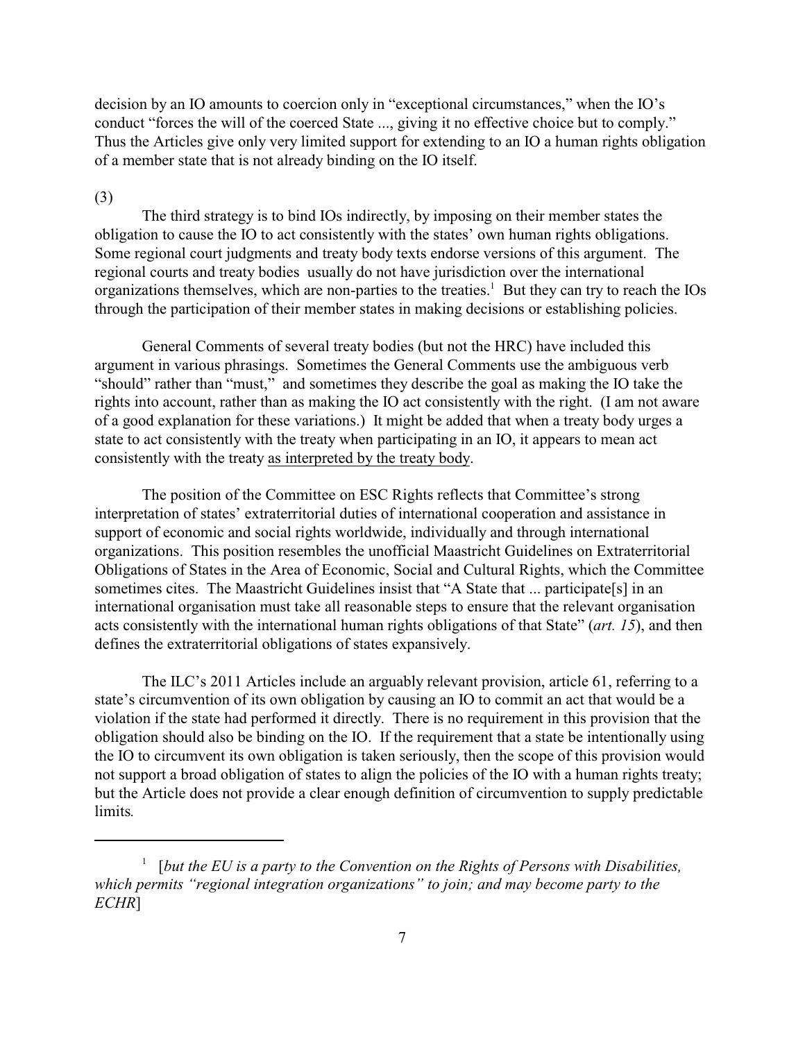decision by an IO amounts to coercion only in "exceptional circumstances," when the IO's conduct "forces the will of the coerced State ..., giving it no effective choice but to comply." Thus the Articles give only very limited support for extending to an IO a human rights obligation of a member state that is not already binding on the IO itself.

(3)

The third strategy is to bind IOs indirectly, by imposing on their member states the obligation to cause the IO to act consistently with the states' own human rights obligations. Some regional court judgments and treaty body texts endorse versions of this argument. The regional courts and treaty bodies usually do not have jurisdiction over the international organizations themselves, which are non-parties to the treaties.[1] But they can try to reach the IOs through the participation of their member states in making decisions or establishing policies.

General Comments of several treaty bodies (but not the HRC) have included this argument in various phrasings. Sometimes the General Comments use the ambiguous verb "should" rather than "must," and sometimes they describe the goal as making the IO take the rights into account, rather than as making the IO act consistently with the right. (I am not aware of a good explanation for these variations.) It might be added that when a treaty body urges a state to act consistently with the treaty when participating in an IO, it appears to mean act consistently with the treaty <u>as interpreted by the treaty body</u>.

The position of the Committee on ESC Rights reflects that Committee's strong interpretation of states' extraterritorial duties of international cooperation and assistance in support of economic and social rights worldwide, individually and through international organizations. This position resembles the unofficial Maastricht Guidelines on Extraterritorial Obligations of States in the Area of Economic, Social and Cultural Rights, which the Committee sometimes cites. The Maastricht Guidelines insist that "A State that ... participate[s] in an international organisation must take all reasonable steps to ensure that the relevant organisation acts consistently with the international human rights obligations of that State" (*art. 15*), and then defines the extraterritorial obligations of states expansively.

The ILC's 2011 Articles include an arguably relevant provision, article 61, referring to a state's circumvention of its own obligation by causing an IO to commit an act that would be a violation if the state had performed it directly. There is no requirement in this provision that the obligation should also be binding on the IO. If the requirement that a state be intentionally using the IO to circumvent its own obligation is taken seriously, then the scope of this provision would not support a broad obligation of states to align the policies of the IO with a human rights treaty; but the Article does not provide a clear enough definition of circumvention to supply predictable limits.

---

[1] [*but the EU is a party to the Convention on the Rights of Persons with Disabilities, which permits "regional integration organizations" to join; and may become party to the ECHR*]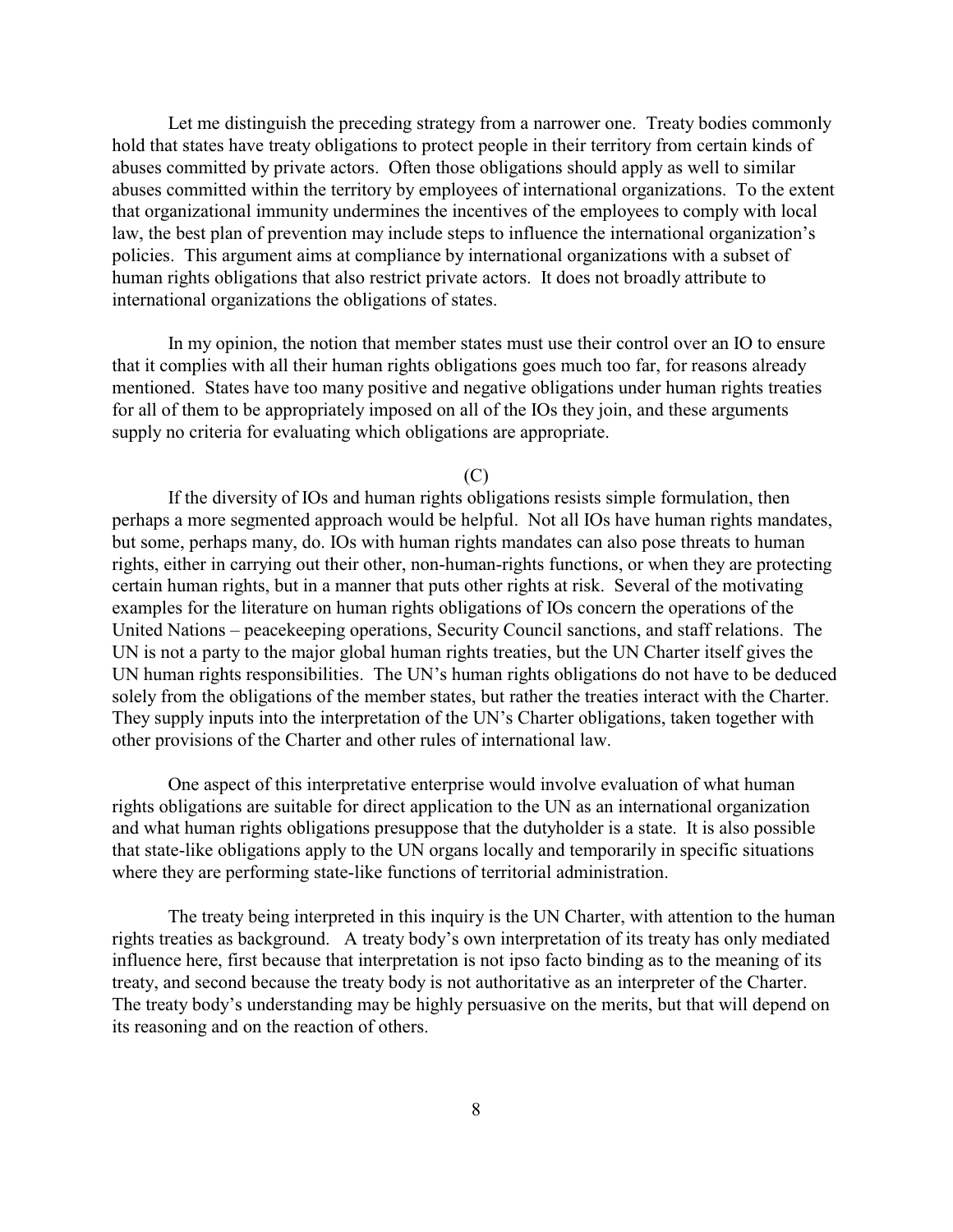Let me distinguish the preceding strategy from a narrower one. Treaty bodies commonly hold that states have treaty obligations to protect people in their territory from certain kinds of abuses committed by private actors. Often those obligations should apply as well to similar abuses committed within the territory by employees of international organizations. To the extent that organizational immunity undermines the incentives of the employees to comply with local law, the best plan of prevention may include steps to influence the international organization's policies. This argument aims at compliance by international organizations with a subset of human rights obligations that also restrict private actors. It does not broadly attribute to international organizations the obligations of states.

In my opinion, the notion that member states must use their control over an IO to ensure that it complies with all their human rights obligations goes much too far, for reasons already mentioned. States have too many positive and negative obligations under human rights treaties for all of them to be appropriately imposed on all of the IOs they join, and these arguments supply no criteria for evaluating which obligations are appropriate.

(C)

If the diversity of IOs and human rights obligations resists simple formulation, then perhaps a more segmented approach would be helpful. Not all IOs have human rights mandates, but some, perhaps many, do. IOs with human rights mandates can also pose threats to human rights, either in carrying out their other, non-human-rights functions, or when they are protecting certain human rights, but in a manner that puts other rights at risk. Several of the motivating examples for the literature on human rights obligations of IOs concern the operations of the United Nations – peacekeeping operations, Security Council sanctions, and staff relations. The UN is not a party to the major global human rights treaties, but the UN Charter itself gives the UN human rights responsibilities. The UN's human rights obligations do not have to be deduced solely from the obligations of the member states, but rather the treaties interact with the Charter. They supply inputs into the interpretation of the UN's Charter obligations, taken together with other provisions of the Charter and other rules of international law.

One aspect of this interpretative enterprise would involve evaluation of what human rights obligations are suitable for direct application to the UN as an international organization and what human rights obligations presuppose that the dutyholder is a state. It is also possible that state-like obligations apply to the UN organs locally and temporarily in specific situations where they are performing state-like functions of territorial administration.

The treaty being interpreted in this inquiry is the UN Charter, with attention to the human rights treaties as background. A treaty body's own interpretation of its treaty has only mediated influence here, first because that interpretation is not ipso facto binding as to the meaning of its treaty, and second because the treaty body is not authoritative as an interpreter of the Charter. The treaty body's understanding may be highly persuasive on the merits, but that will depend on its reasoning and on the reaction of others.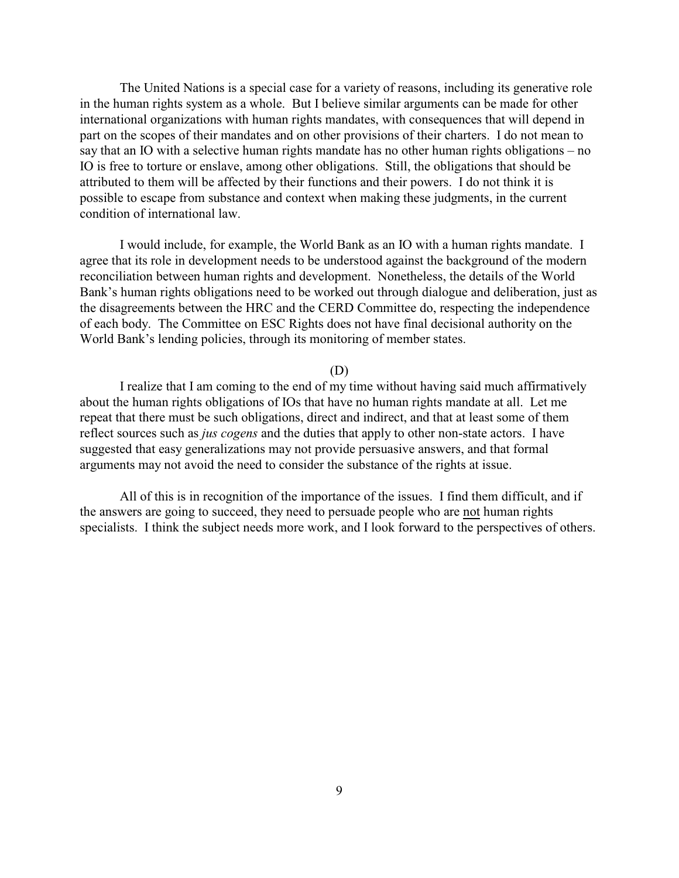The United Nations is a special case for a variety of reasons, including its generative role in the human rights system as a whole. But I believe similar arguments can be made for other international organizations with human rights mandates, with consequences that will depend in part on the scopes of their mandates and on other provisions of their charters. I do not mean to say that an IO with a selective human rights mandate has no other human rights obligations – no IO is free to torture or enslave, among other obligations. Still, the obligations that should be attributed to them will be affected by their functions and their powers. I do not think it is possible to escape from substance and context when making these judgments, in the current condition of international law.

I would include, for example, the World Bank as an IO with a human rights mandate. I agree that its role in development needs to be understood against the background of the modern reconciliation between human rights and development. Nonetheless, the details of the World Bank's human rights obligations need to be worked out through dialogue and deliberation, just as the disagreements between the HRC and the CERD Committee do, respecting the independence of each body. The Committee on ESC Rights does not have final decisional authority on the World Bank's lending policies, through its monitoring of member states.

(D)

I realize that I am coming to the end of my time without having said much affirmatively about the human rights obligations of IOs that have no human rights mandate at all. Let me repeat that there must be such obligations, direct and indirect, and that at least some of them reflect sources such as *jus cogens* and the duties that apply to other non-state actors. I have suggested that easy generalizations may not provide persuasive answers, and that formal arguments may not avoid the need to consider the substance of the rights at issue.

All of this is in recognition of the importance of the issues. I find them difficult, and if the answers are going to succeed, they need to persuade people who are <u>not</u> human rights specialists. I think the subject needs more work, and I look forward to the perspectives of others.